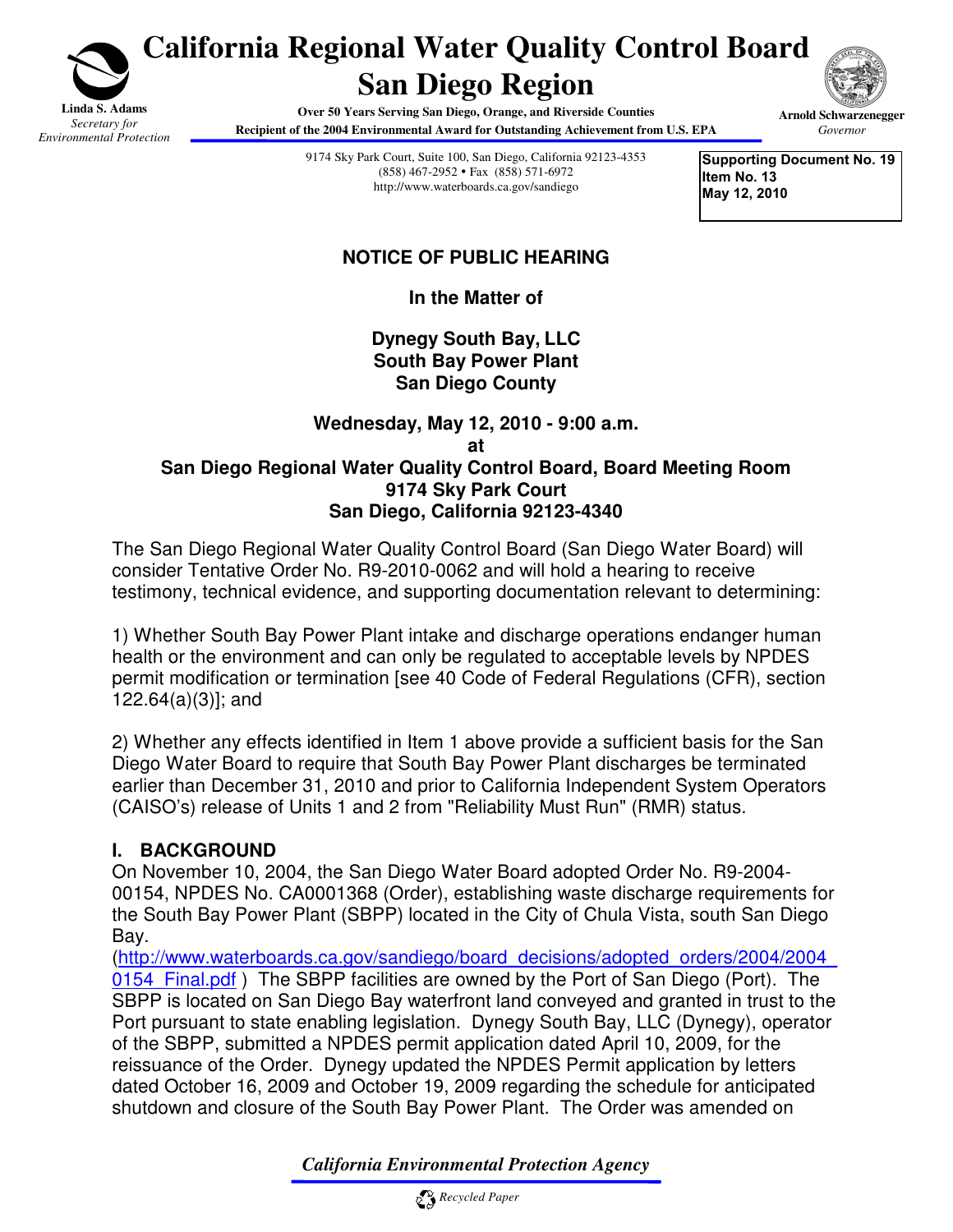# California Regional Water Quality Control Board
# San Diego Region

**Linda S. Adams**
*Secretary for Environmental Protection*

**Over 50 Years Serving San Diego, Orange, and Riverside Counties**
**Recipient of the 2004 Environmental Award for Outstanding Achievement from U.S. EPA**

**Arnold Schwarzenegger**
*Governor*

9174 Sky Park Court, Suite 100, San Diego, California 92123-4353
(858) 467-2952 • Fax (858) 571-6972
http://www.waterboards.ca.gov/sandiego

**Supporting Document No. 19**
**Item No. 13**
**May 12, 2010**

## NOTICE OF PUBLIC HEARING

**In the Matter of**

**Dynegy South Bay, LLC**
**South Bay Power Plant**
**San Diego County**

**Wednesday, May 12, 2010 - 9:00 a.m.**
**at**
**San Diego Regional Water Quality Control Board, Board Meeting Room**
**9174 Sky Park Court**
**San Diego, California 92123-4340**

The San Diego Regional Water Quality Control Board (San Diego Water Board) will consider Tentative Order No. R9-2010-0062 and will hold a hearing to receive testimony, technical evidence, and supporting documentation relevant to determining:

1) Whether South Bay Power Plant intake and discharge operations endanger human health or the environment and can only be regulated to acceptable levels by NPDES permit modification or termination [see 40 Code of Federal Regulations (CFR), section 122.64(a)(3)]; and

2) Whether any effects identified in Item 1 above provide a sufficient basis for the San Diego Water Board to require that South Bay Power Plant discharges be terminated earlier than December 31, 2010 and prior to California Independent System Operators (CAISO's) release of Units 1 and 2 from "Reliability Must Run" (RMR) status.

## I. BACKGROUND

On November 10, 2004, the San Diego Water Board adopted Order No. R9-2004-00154, NPDES No. CA0001368 (Order), establishing waste discharge requirements for the South Bay Power Plant (SBPP) located in the City of Chula Vista, south San Diego Bay. (http://www.waterboards.ca.gov/sandiego/board_decisions/adopted_orders/2004/2004_0154_Final.pdf ) The SBPP facilities are owned by the Port of San Diego (Port). The SBPP is located on San Diego Bay waterfront land conveyed and granted in trust to the Port pursuant to state enabling legislation. Dynegy South Bay, LLC (Dynegy), operator of the SBPP, submitted a NPDES permit application dated April 10, 2009, for the reissuance of the Order. Dynegy updated the NPDES Permit application by letters dated October 16, 2009 and October 19, 2009 regarding the schedule for anticipated shutdown and closure of the South Bay Power Plant. The Order was amended on

*California Environmental Protection Agency*

*Recycled Paper*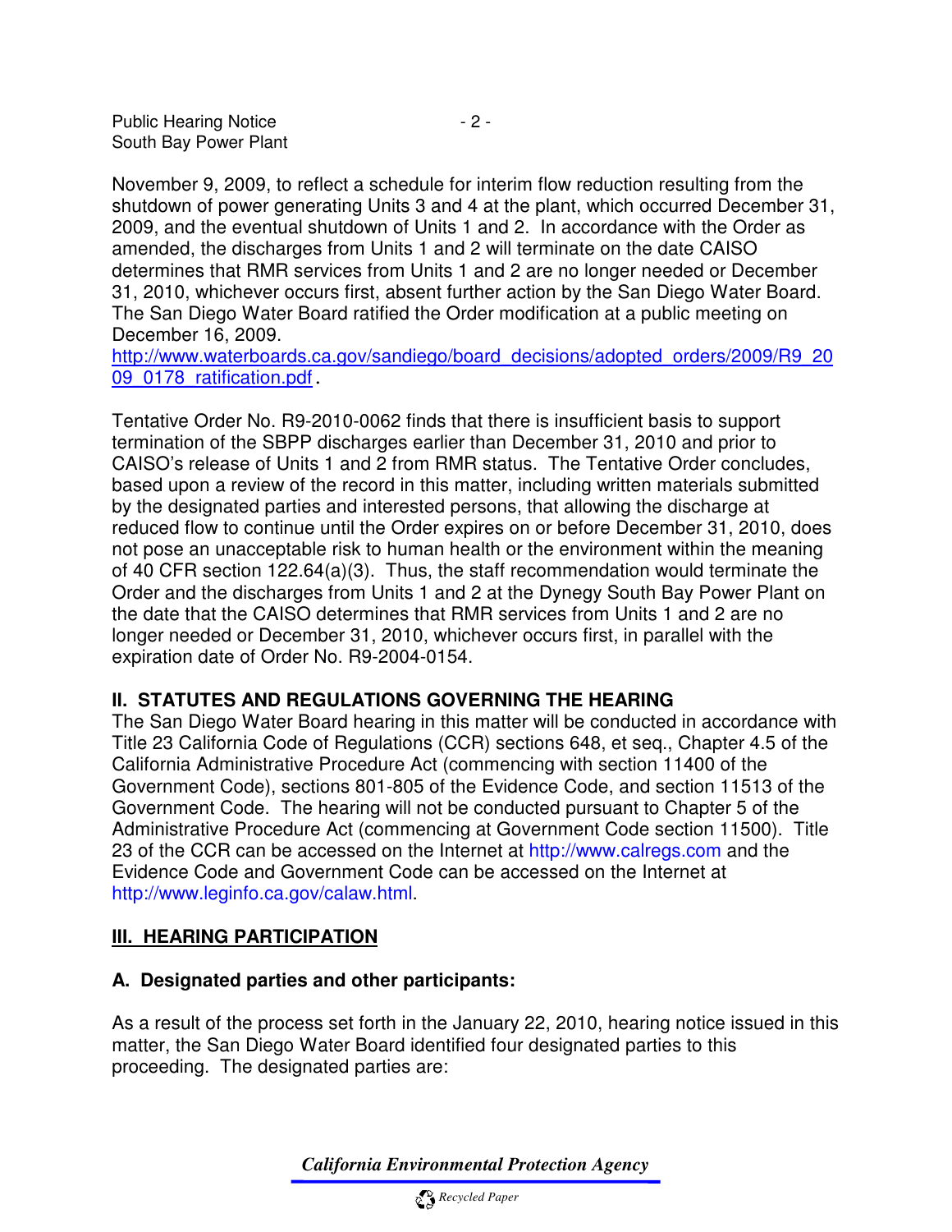November 9, 2009, to reflect a schedule for interim flow reduction resulting from the shutdown of power generating Units 3 and 4 at the plant, which occurred December 31, 2009, and the eventual shutdown of Units 1 and 2. In accordance with the Order as amended, the discharges from Units 1 and 2 will terminate on the date CAISO determines that RMR services from Units 1 and 2 are no longer needed or December 31, 2010, whichever occurs first, absent further action by the San Diego Water Board. The San Diego Water Board ratified the Order modification at a public meeting on December 16, 2009.
http://www.waterboards.ca.gov/sandiego/board_decisions/adopted_orders/2009/R9_2009_0178_ratification.pdf.

Tentative Order No. R9-2010-0062 finds that there is insufficient basis to support termination of the SBPP discharges earlier than December 31, 2010 and prior to CAISO's release of Units 1 and 2 from RMR status. The Tentative Order concludes, based upon a review of the record in this matter, including written materials submitted by the designated parties and interested persons, that allowing the discharge at reduced flow to continue until the Order expires on or before December 31, 2010, does not pose an unacceptable risk to human health or the environment within the meaning of 40 CFR section 122.64(a)(3). Thus, the staff recommendation would terminate the Order and the discharges from Units 1 and 2 at the Dynegy South Bay Power Plant on the date that the CAISO determines that RMR services from Units 1 and 2 are no longer needed or December 31, 2010, whichever occurs first, in parallel with the expiration date of Order No. R9-2004-0154.

## II. STATUTES AND REGULATIONS GOVERNING THE HEARING

The San Diego Water Board hearing in this matter will be conducted in accordance with Title 23 California Code of Regulations (CCR) sections 648, et seq., Chapter 4.5 of the California Administrative Procedure Act (commencing with section 11400 of the Government Code), sections 801-805 of the Evidence Code, and section 11513 of the Government Code. The hearing will not be conducted pursuant to Chapter 5 of the Administrative Procedure Act (commencing at Government Code section 11500). Title 23 of the CCR can be accessed on the Internet at http://www.calregs.com and the Evidence Code and Government Code can be accessed on the Internet at http://www.leginfo.ca.gov/calaw.html.

## III. HEARING PARTICIPATION

### A. Designated parties and other participants:

As a result of the process set forth in the January 22, 2010, hearing notice issued in this matter, the San Diego Water Board identified four designated parties to this proceeding. The designated parties are: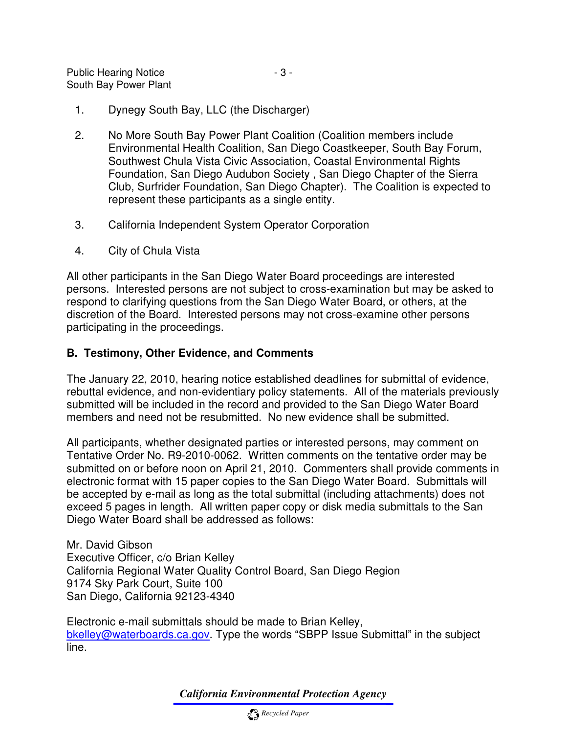1. Dynegy South Bay, LLC (the Discharger)

2. No More South Bay Power Plant Coalition (Coalition members include Environmental Health Coalition, San Diego Coastkeeper, South Bay Forum, Southwest Chula Vista Civic Association, Coastal Environmental Rights Foundation, San Diego Audubon Society , San Diego Chapter of the Sierra Club, Surfrider Foundation, San Diego Chapter). The Coalition is expected to represent these participants as a single entity.

3. California Independent System Operator Corporation

4. City of Chula Vista

All other participants in the San Diego Water Board proceedings are interested persons. Interested persons are not subject to cross-examination but may be asked to respond to clarifying questions from the San Diego Water Board, or others, at the discretion of the Board. Interested persons may not cross-examine other persons participating in the proceedings.

**B. Testimony, Other Evidence, and Comments**

The January 22, 2010, hearing notice established deadlines for submittal of evidence, rebuttal evidence, and non-evidentiary policy statements. All of the materials previously submitted will be included in the record and provided to the San Diego Water Board members and need not be resubmitted. No new evidence shall be submitted.

All participants, whether designated parties or interested persons, may comment on Tentative Order No. R9-2010-0062. Written comments on the tentative order may be submitted on or before noon on April 21, 2010. Commenters shall provide comments in electronic format with 15 paper copies to the San Diego Water Board. Submittals will be accepted by e-mail as long as the total submittal (including attachments) does not exceed 5 pages in length. All written paper copy or disk media submittals to the San Diego Water Board shall be addressed as follows:

Mr. David Gibson
Executive Officer, c/o Brian Kelley
California Regional Water Quality Control Board, San Diego Region
9174 Sky Park Court, Suite 100
San Diego, California 92123-4340

Electronic e-mail submittals should be made to Brian Kelley, bkelley@waterboards.ca.gov. Type the words "SBPP Issue Submittal" in the subject line.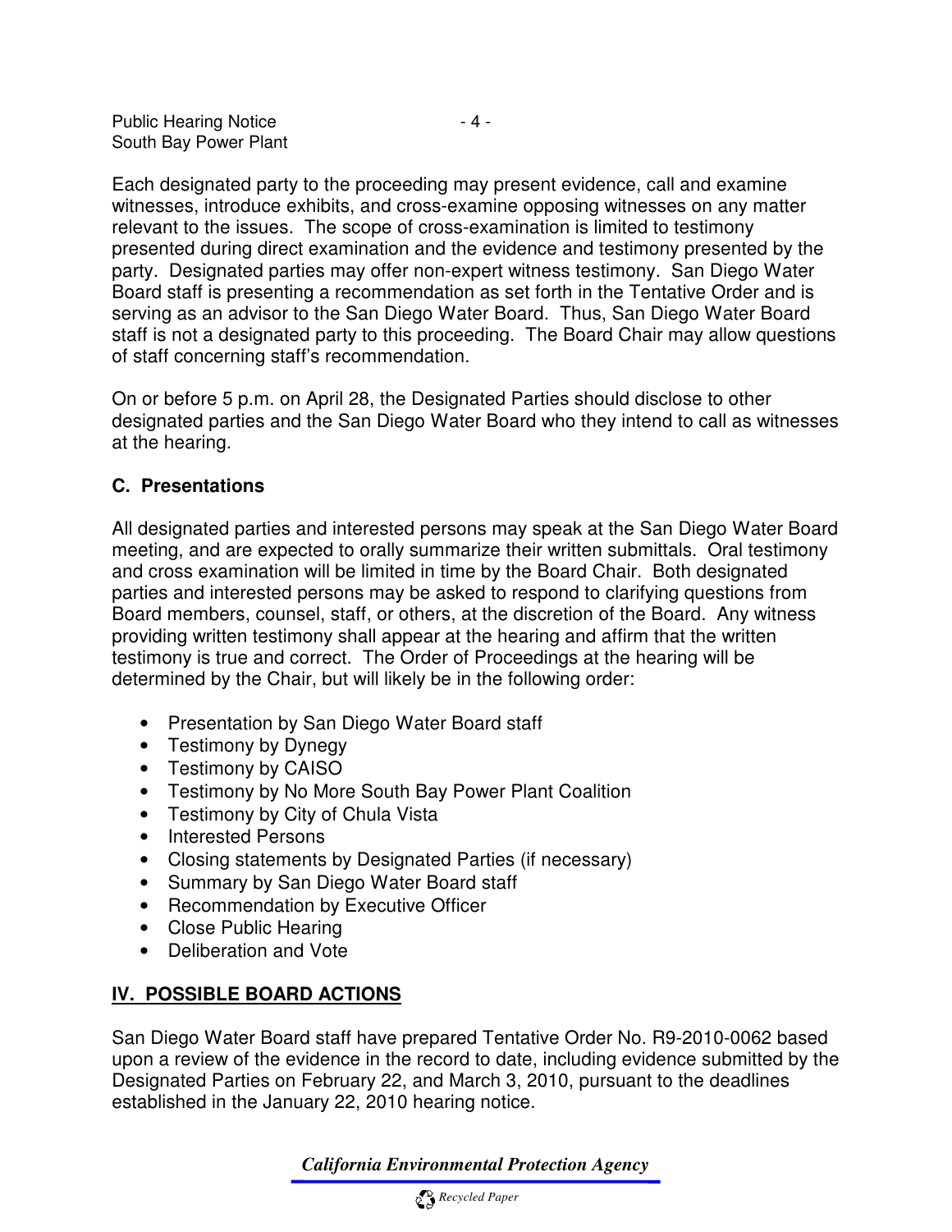Each designated party to the proceeding may present evidence, call and examine witnesses, introduce exhibits, and cross-examine opposing witnesses on any matter relevant to the issues. The scope of cross-examination is limited to testimony presented during direct examination and the evidence and testimony presented by the party. Designated parties may offer non-expert witness testimony. San Diego Water Board staff is presenting a recommendation as set forth in the Tentative Order and is serving as an advisor to the San Diego Water Board. Thus, San Diego Water Board staff is not a designated party to this proceeding. The Board Chair may allow questions of staff concerning staff's recommendation.

On or before 5 p.m. on April 28, the Designated Parties should disclose to other designated parties and the San Diego Water Board who they intend to call as witnesses at the hearing.

### C. Presentations

All designated parties and interested persons may speak at the San Diego Water Board meeting, and are expected to orally summarize their written submittals. Oral testimony and cross examination will be limited in time by the Board Chair. Both designated parties and interested persons may be asked to respond to clarifying questions from Board members, counsel, staff, or others, at the discretion of the Board. Any witness providing written testimony shall appear at the hearing and affirm that the written testimony is true and correct. The Order of Proceedings at the hearing will be determined by the Chair, but will likely be in the following order:

- Presentation by San Diego Water Board staff
- Testimony by Dynegy
- Testimony by CAISO
- Testimony by No More South Bay Power Plant Coalition
- Testimony by City of Chula Vista
- Interested Persons
- Closing statements by Designated Parties (if necessary)
- Summary by San Diego Water Board staff
- Recommendation by Executive Officer
- Close Public Hearing
- Deliberation and Vote

## IV. POSSIBLE BOARD ACTIONS

San Diego Water Board staff have prepared Tentative Order No. R9-2010-0062 based upon a review of the evidence in the record to date, including evidence submitted by the Designated Parties on February 22, and March 3, 2010, pursuant to the deadlines established in the January 22, 2010 hearing notice.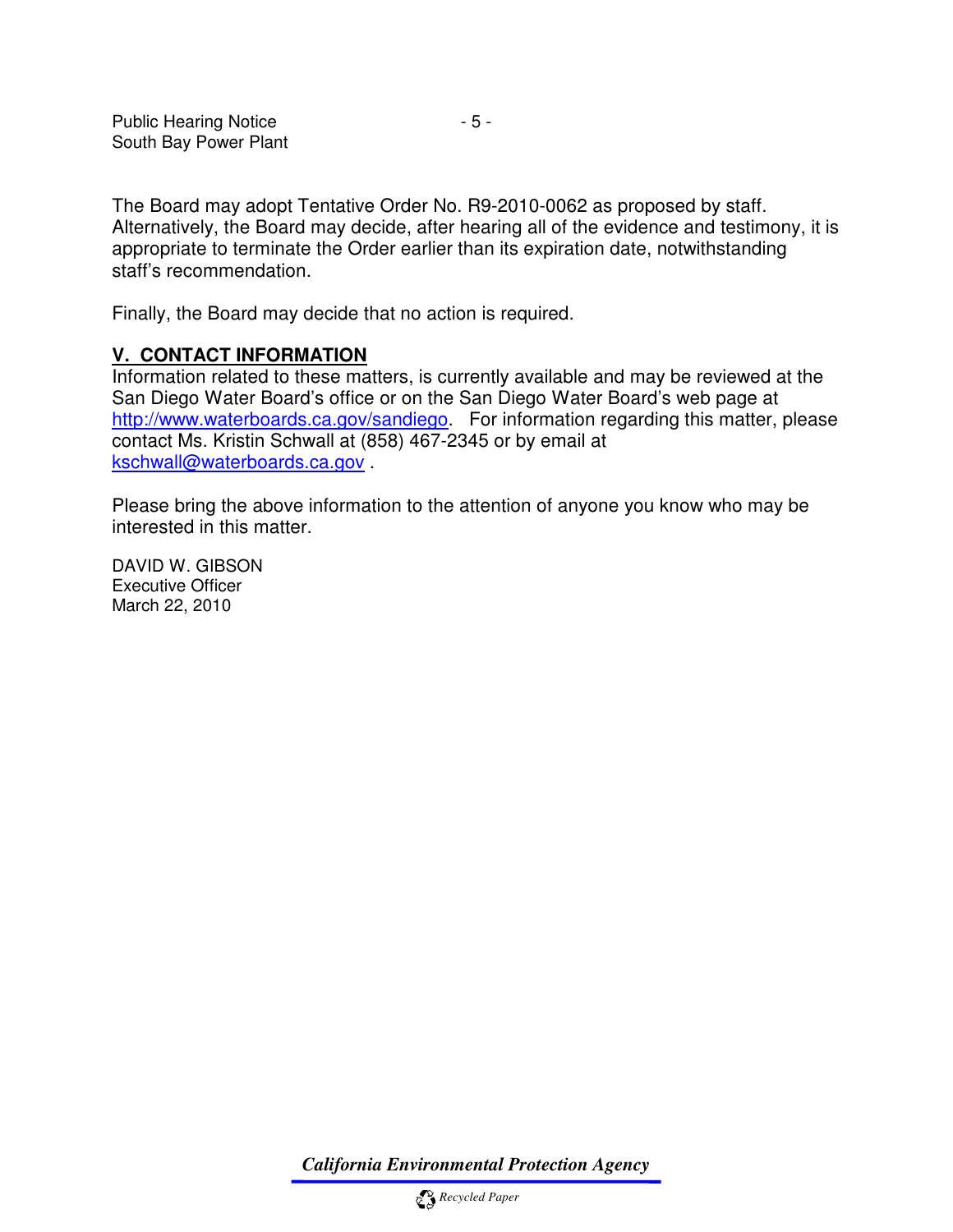The Board may adopt Tentative Order No. R9-2010-0062 as proposed by staff. Alternatively, the Board may decide, after hearing all of the evidence and testimony, it is appropriate to terminate the Order earlier than its expiration date, notwithstanding staff's recommendation.

Finally, the Board may decide that no action is required.

## V. CONTACT INFORMATION

Information related to these matters, is currently available and may be reviewed at the San Diego Water Board's office or on the San Diego Water Board's web page at http://www.waterboards.ca.gov/sandiego. For information regarding this matter, please contact Ms. Kristin Schwall at (858) 467-2345 or by email at kschwall@waterboards.ca.gov .

Please bring the above information to the attention of anyone you know who may be interested in this matter.

DAVID W. GIBSON
Executive Officer
March 22, 2010